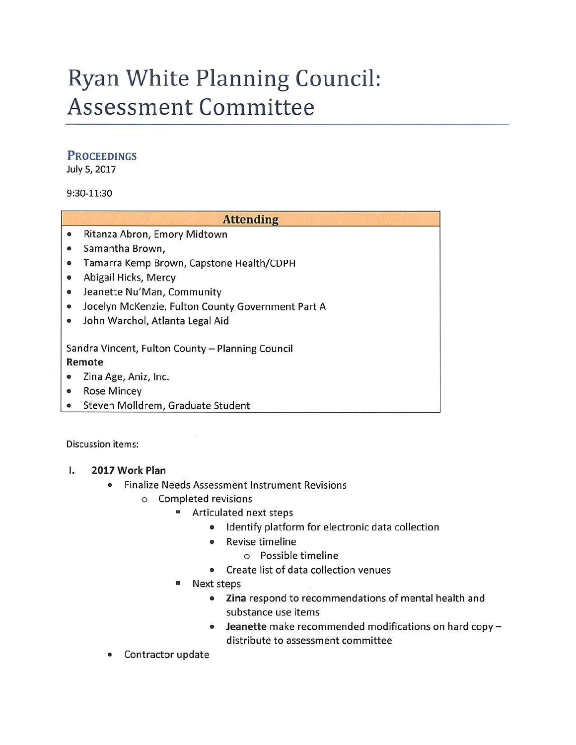# Ryan White Planning Council: Assessment Committee

## PROCEEDINGS

July 5, 2017

9:30-11:30

| Attending |
| --- |
| • Ritanza Abron, Emory Midtown<br>• Samantha Brown,<br>• Tamarra Kemp Brown, Capstone Health/CDPH<br>• Abigail Hicks, Mercy<br>• Jeanette Nu'Man, Community<br>• Jocelyn McKenzie, Fulton County Government Part A<br>• John Warchol, Atlanta Legal Aid<br><br>Sandra Vincent, Fulton County – Planning Council<br>**Remote**<br>• Zina Age, Aniz, Inc.<br>• Rose Mincey<br>• Steven Molldrem, Graduate Student |

Discussion items:

I. **2017 Work Plan**
   - Finalize Needs Assessment Instrument Revisions
     - Completed revisions
       - Articulated next steps
         - Identify platform for electronic data collection
         - Revise timeline
           - Possible timeline
         - Create list of data collection venues
       - Next steps
         - **Zina** respond to recommendations of mental health and substance use items
         - **Jeanette** make recommended modifications on hard copy – distribute to assessment committee
   - Contractor update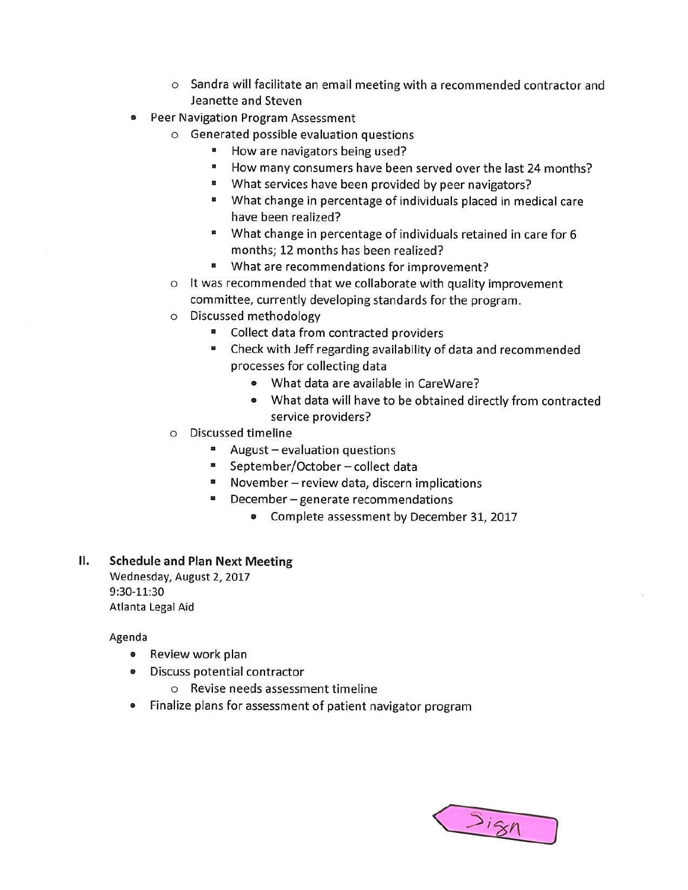- Sandra will facilitate an email meeting with a recommended contractor and Jeanette and Steven
- Peer Navigation Program Assessment
    - Generated possible evaluation questions
        - How are navigators being used?
        - How many consumers have been served over the last 24 months?
        - What services have been provided by peer navigators?
        - What change in percentage of individuals placed in medical care have been realized?
        - What change in percentage of individuals retained in care for 6 months; 12 months has been realized?
        - What are recommendations for improvement?
    - It was recommended that we collaborate with quality improvement committee, currently developing standards for the program.
    - Discussed methodology
        - Collect data from contracted providers
        - Check with Jeff regarding availability of data and recommended processes for collecting data
            - What data are available in CareWare?
            - What data will have to be obtained directly from contracted service providers?
    - Discussed timeline
        - August – evaluation questions
        - September/October – collect data
        - November – review data, discern implications
        - December – generate recommendations
            - Complete assessment by December 31, 2017

## II. Schedule and Plan Next Meeting

Wednesday, August 2, 2017
9:30-11:30
Atlanta Legal Aid

Agenda

- Review work plan
- Discuss potential contractor
    - Revise needs assessment timeline
- Finalize plans for assessment of patient navigator program

Sign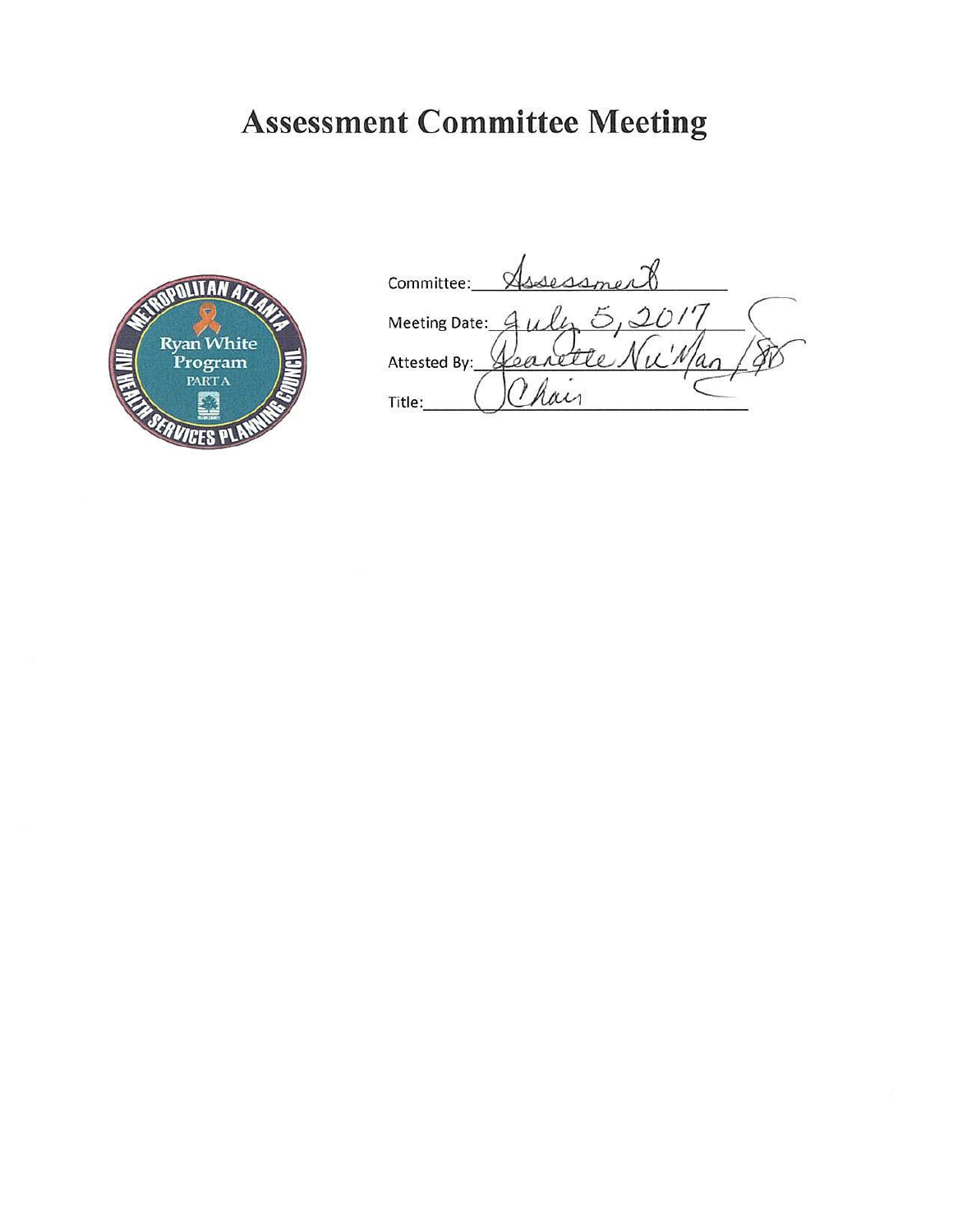# Assessment Committee Meeting

METROPOLITAN ATLANTA
Ryan White Program
PART A
HIV HEALTH SERVICES PLANNING COUNCIL

Committee: Assessment

Meeting Date: July 5, 2017

Attested By: Jeanette Nu'Man

Title: Chair